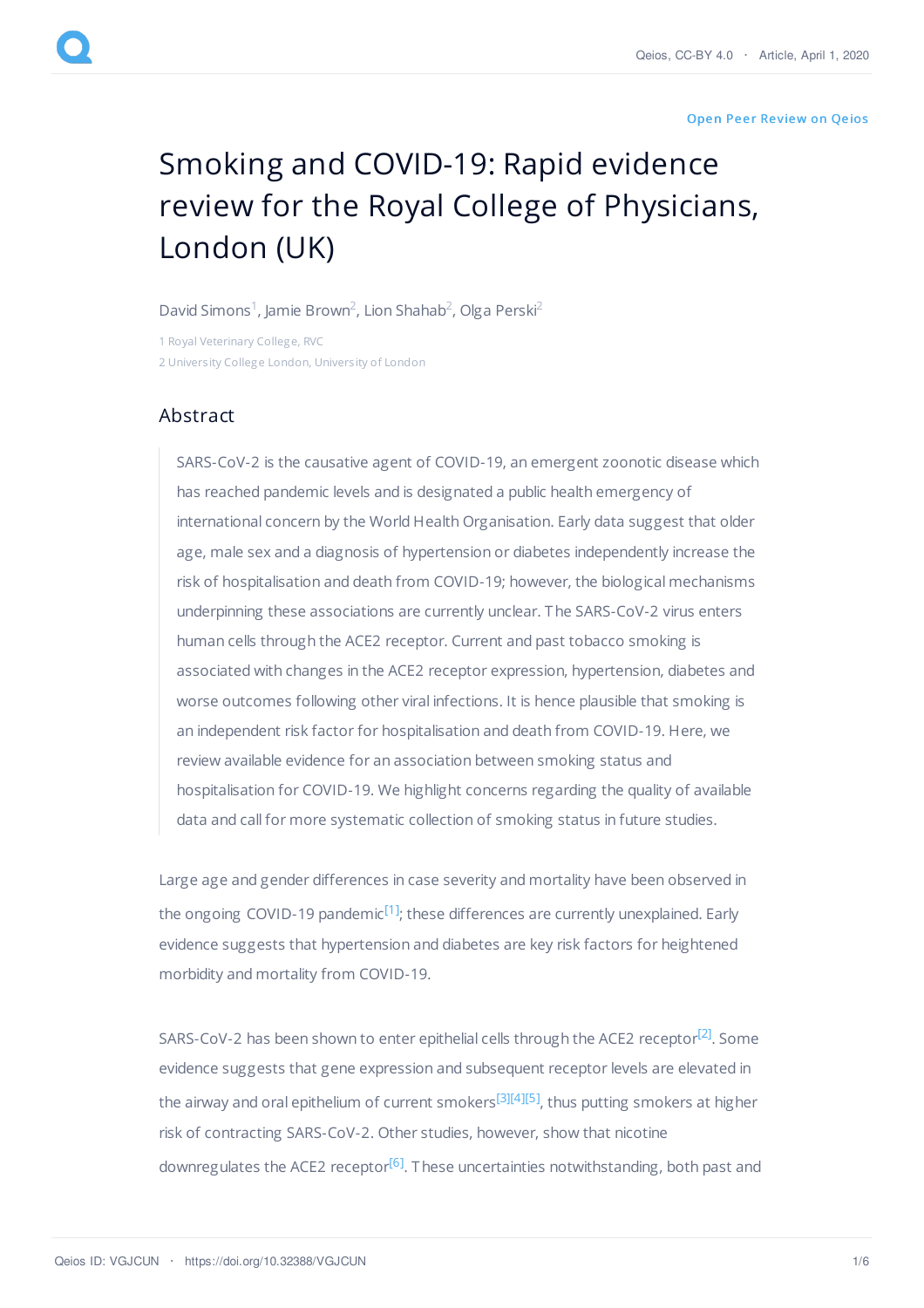Open Peer Review on Qeios

# Smoking and COVID-19: Rapid evidence review for the Royal College of Physicians, London (UK)

David Simons[1], Jamie Brown[2], Lion Shahab[2], Olga Perski[2]

1 Royal Veterinary College, RVC

2 University College London, University of London

## Abstract

> SARS-CoV-2 is the causative agent of COVID-19, an emergent zoonotic disease which has reached pandemic levels and is designated a public health emergency of international concern by the World Health Organisation. Early data suggest that older age, male sex and a diagnosis of hypertension or diabetes independently increase the risk of hospitalisation and death from COVID-19; however, the biological mechanisms underpinning these associations are currently unclear. The SARS-CoV-2 virus enters human cells through the ACE2 receptor. Current and past tobacco smoking is associated with changes in the ACE2 receptor expression, hypertension, diabetes and worse outcomes following other viral infections. It is hence plausible that smoking is an independent risk factor for hospitalisation and death from COVID-19. Here, we review available evidence for an association between smoking status and hospitalisation for COVID-19. We highlight concerns regarding the quality of available data and call for more systematic collection of smoking status in future studies.

Large age and gender differences in case severity and mortality have been observed in the ongoing COVID-19 pandemic[1]; these differences are currently unexplained. Early evidence suggests that hypertension and diabetes are key risk factors for heightened morbidity and mortality from COVID-19.

SARS-CoV-2 has been shown to enter epithelial cells through the ACE2 receptor[2]. Some evidence suggests that gene expression and subsequent receptor levels are elevated in the airway and oral epithelium of current smokers[3][4][5], thus putting smokers at higher risk of contracting SARS-CoV-2. Other studies, however, show that nicotine downregulates the ACE2 receptor[6]. These uncertainties notwithstanding, both past and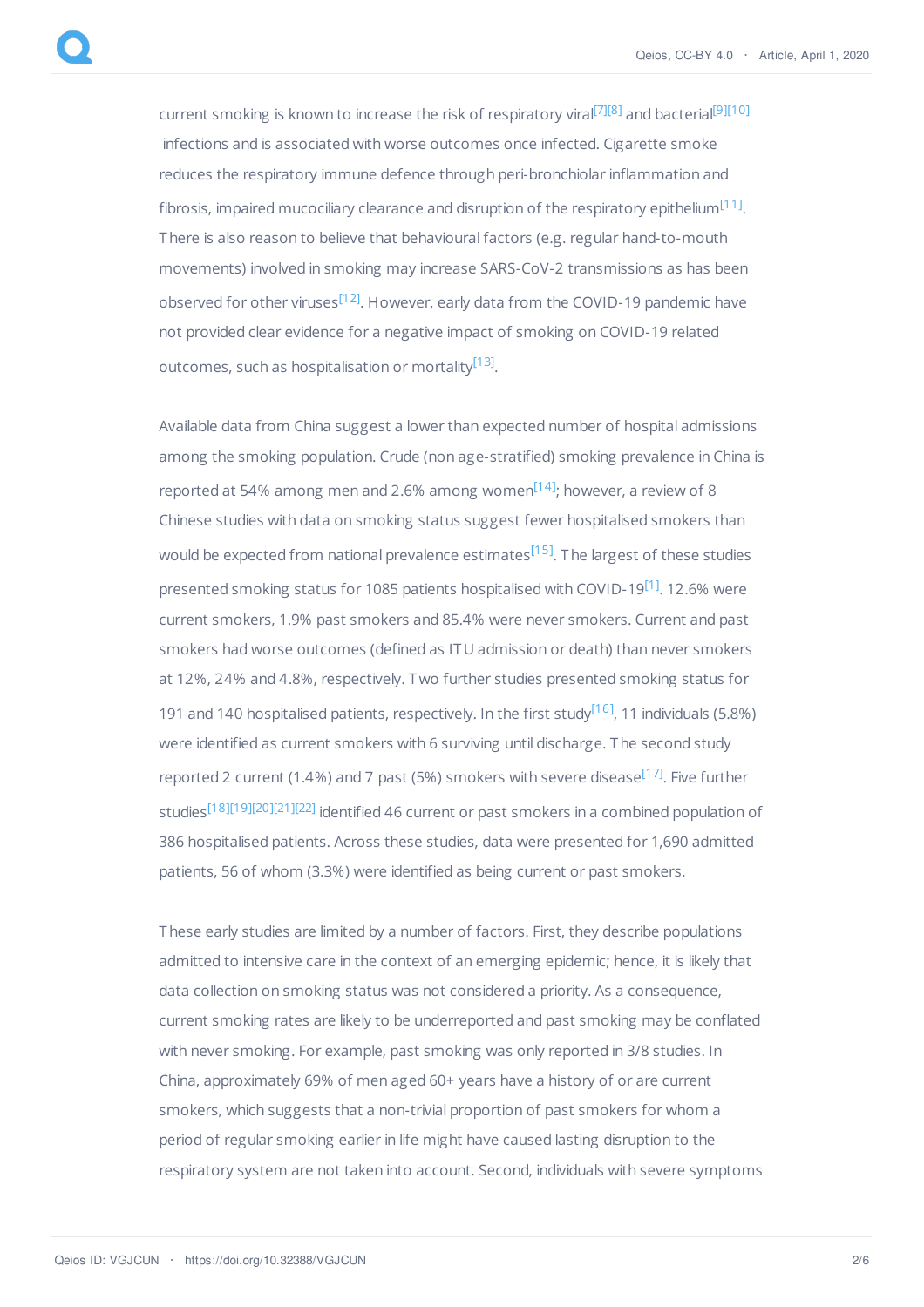current smoking is known to increase the risk of respiratory viral[7][8] and bacterial[9][10] infections and is associated with worse outcomes once infected. Cigarette smoke reduces the respiratory immune defence through peri-bronchiolar inflammation and fibrosis, impaired mucociliary clearance and disruption of the respiratory epithelium[11]. There is also reason to believe that behavioural factors (e.g. regular hand-to-mouth movements) involved in smoking may increase SARS-CoV-2 transmissions as has been observed for other viruses[12]. However, early data from the COVID-19 pandemic have not provided clear evidence for a negative impact of smoking on COVID-19 related outcomes, such as hospitalisation or mortality[13].

Available data from China suggest a lower than expected number of hospital admissions among the smoking population. Crude (non age-stratified) smoking prevalence in China is reported at 54% among men and 2.6% among women[14]; however, a review of 8 Chinese studies with data on smoking status suggest fewer hospitalised smokers than would be expected from national prevalence estimates[15]. The largest of these studies presented smoking status for 1085 patients hospitalised with COVID-19[1]. 12.6% were current smokers, 1.9% past smokers and 85.4% were never smokers. Current and past smokers had worse outcomes (defined as ITU admission or death) than never smokers at 12%, 24% and 4.8%, respectively. Two further studies presented smoking status for 191 and 140 hospitalised patients, respectively. In the first study[16], 11 individuals (5.8%) were identified as current smokers with 6 surviving until discharge. The second study reported 2 current (1.4%) and 7 past (5%) smokers with severe disease[17]. Five further studies[18][19][20][21][22] identified 46 current or past smokers in a combined population of 386 hospitalised patients. Across these studies, data were presented for 1,690 admitted patients, 56 of whom (3.3%) were identified as being current or past smokers.

These early studies are limited by a number of factors. First, they describe populations admitted to intensive care in the context of an emerging epidemic; hence, it is likely that data collection on smoking status was not considered a priority. As a consequence, current smoking rates are likely to be underreported and past smoking may be conflated with never smoking. For example, past smoking was only reported in 3/8 studies. In China, approximately 69% of men aged 60+ years have a history of or are current smokers, which suggests that a non-trivial proportion of past smokers for whom a period of regular smoking earlier in life might have caused lasting disruption to the respiratory system are not taken into account. Second, individuals with severe symptoms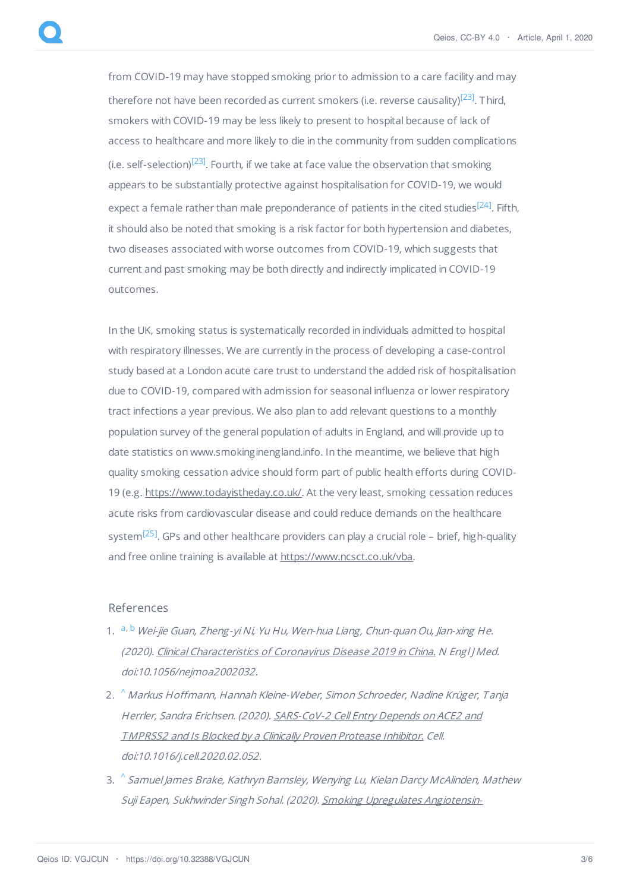from COVID-19 may have stopped smoking prior to admission to a care facility and may therefore not have been recorded as current smokers (i.e. reverse causality)[23]. Third, smokers with COVID-19 may be less likely to present to hospital because of lack of access to healthcare and more likely to die in the community from sudden complications (i.e. self-selection)[23]. Fourth, if we take at face value the observation that smoking appears to be substantially protective against hospitalisation for COVID-19, we would expect a female rather than male preponderance of patients in the cited studies[24]. Fifth, it should also be noted that smoking is a risk factor for both hypertension and diabetes, two diseases associated with worse outcomes from COVID-19, which suggests that current and past smoking may be both directly and indirectly implicated in COVID-19 outcomes.

In the UK, smoking status is systematically recorded in individuals admitted to hospital with respiratory illnesses. We are currently in the process of developing a case-control study based at a London acute care trust to understand the added risk of hospitalisation due to COVID-19, compared with admission for seasonal influenza or lower respiratory tract infections a year previous. We also plan to add relevant questions to a monthly population survey of the general population of adults in England, and will provide up to date statistics on www.smokinginengland.info. In the meantime, we believe that high quality smoking cessation advice should form part of public health efforts during COVID-19 (e.g. https://www.todayistheday.co.uk/. At the very least, smoking cessation reduces acute risks from cardiovascular disease and could reduce demands on the healthcare system[25]. GPs and other healthcare providers can play a crucial role – brief, high-quality and free online training is available at https://www.ncsct.co.uk/vba.

## References

1. a, b *Wei-jie Guan, Zheng-yi Ni, Yu Hu, Wen-hua Liang, Chun-quan Ou, Jian-xing He. (2020). Clinical Characteristics of Coronavirus Disease 2019 in China. N Engl J Med. doi:10.1056/nejmoa2002032.*
2. ^ *Markus Hoffmann, Hannah Kleine-Weber, Simon Schroeder, Nadine Krüger, Tanja Herrler, Sandra Erichsen. (2020). SARS-CoV-2 Cell Entry Depends on ACE2 and TMPRSS2 and Is Blocked by a Clinically Proven Protease Inhibitor. Cell. doi:10.1016/j.cell.2020.02.052.*
3. ^ *Samuel James Brake, Kathryn Barnsley, Wenying Lu, Kielan Darcy McAlinden, Mathew Suji Eapen, Sukhwinder Singh Sohal. (2020). Smoking Upregulates Angiotensin-*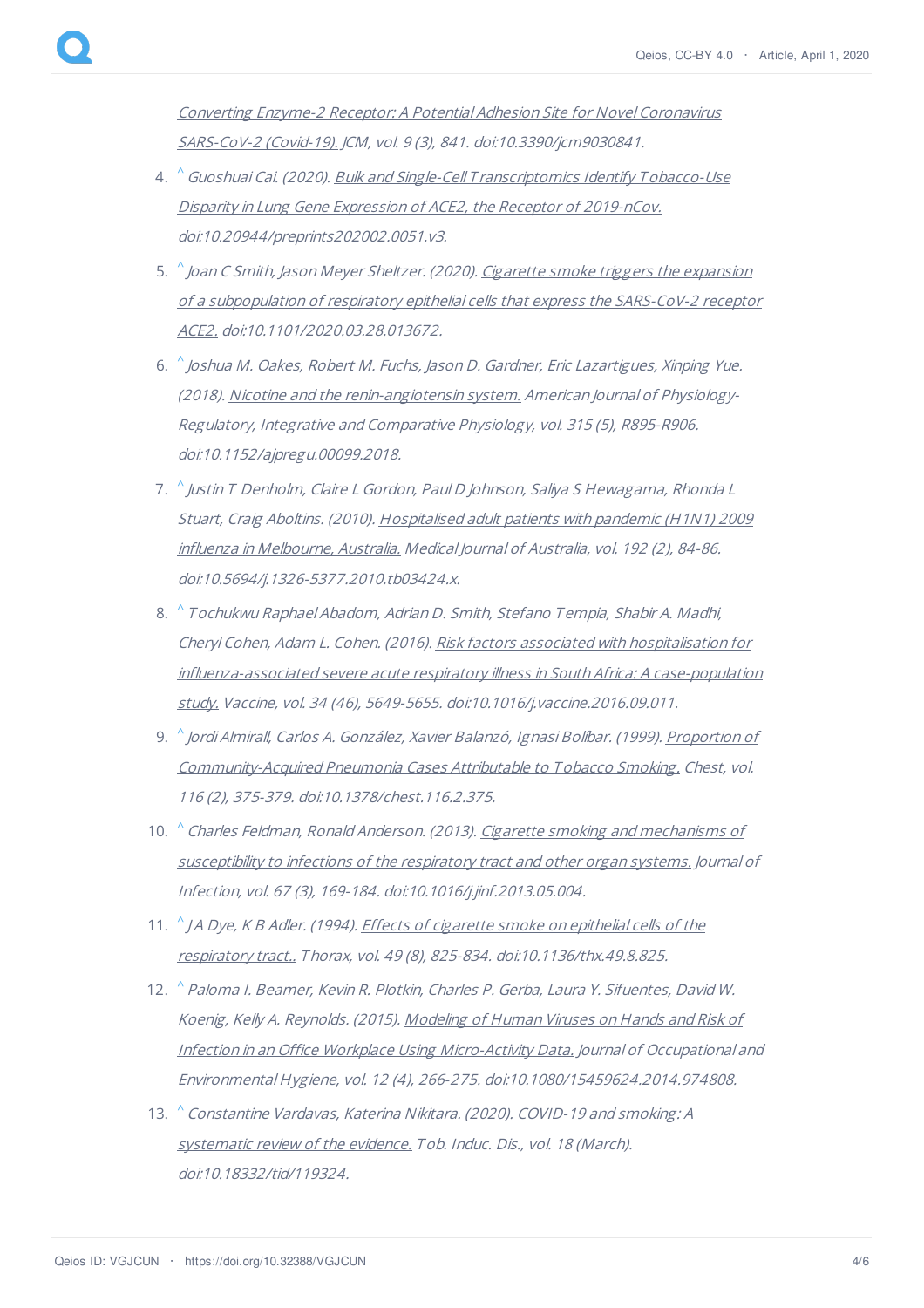*Converting Enzyme-2 Receptor: A Potential Adhesion Site for Novel Coronavirus SARS-CoV-2 (Covid-19). JCM, vol. 9 (3), 841. doi:10.3390/jcm9030841.*

4. ^ *Guoshuai Cai. (2020). Bulk and Single-Cell Transcriptomics Identify Tobacco-Use Disparity in Lung Gene Expression of ACE2, the Receptor of 2019-nCov. doi:10.20944/preprints202002.0051.v3.*
5. ^ *Joan C Smith, Jason Meyer Sheltzer. (2020). Cigarette smoke triggers the expansion of a subpopulation of respiratory epithelial cells that express the SARS-CoV-2 receptor ACE2. doi:10.1101/2020.03.28.013672.*
6. ^ *Joshua M. Oakes, Robert M. Fuchs, Jason D. Gardner, Eric Lazartigues, Xinping Yue. (2018). Nicotine and the renin-angiotensin system. American Journal of Physiology-Regulatory, Integrative and Comparative Physiology, vol. 315 (5), R895-R906. doi:10.1152/ajpregu.00099.2018.*
7. ^ *Justin T Denholm, Claire L Gordon, Paul D Johnson, Saliya S Hewagama, Rhonda L Stuart, Craig Aboltins. (2010). Hospitalised adult patients with pandemic (H1N1) 2009 influenza in Melbourne, Australia. Medical Journal of Australia, vol. 192 (2), 84-86. doi:10.5694/j.1326-5377.2010.tb03424.x.*
8. ^ *Tochukwu Raphael Abadom, Adrian D. Smith, Stefano Tempia, Shabir A. Madhi, Cheryl Cohen, Adam L. Cohen. (2016). Risk factors associated with hospitalisation for influenza-associated severe acute respiratory illness in South Africa: A case-population study. Vaccine, vol. 34 (46), 5649-5655. doi:10.1016/j.vaccine.2016.09.011.*
9. ^ *Jordi Almirall, Carlos A. González, Xavier Balanzó, Ignasi Bolíbar. (1999). Proportion of Community-Acquired Pneumonia Cases Attributable to Tobacco Smoking. Chest, vol. 116 (2), 375-379. doi:10.1378/chest.116.2.375.*
10. ^ *Charles Feldman, Ronald Anderson. (2013). Cigarette smoking and mechanisms of susceptibility to infections of the respiratory tract and other organ systems. Journal of Infection, vol. 67 (3), 169-184. doi:10.1016/j.jinf.2013.05.004.*
11. ^ *J A Dye, K B Adler. (1994). Effects of cigarette smoke on epithelial cells of the respiratory tract.. Thorax, vol. 49 (8), 825-834. doi:10.1136/thx.49.8.825.*
12. ^ *Paloma I. Beamer, Kevin R. Plotkin, Charles P. Gerba, Laura Y. Sifuentes, David W. Koenig, Kelly A. Reynolds. (2015). Modeling of Human Viruses on Hands and Risk of Infection in an Office Workplace Using Micro-Activity Data. Journal of Occupational and Environmental Hygiene, vol. 12 (4), 266-275. doi:10.1080/15459624.2014.974808.*
13. ^ *Constantine Vardavas, Katerina Nikitara. (2020). COVID-19 and smoking: A systematic review of the evidence. Tob. Induc. Dis., vol. 18 (March). doi:10.18332/tid/119324.*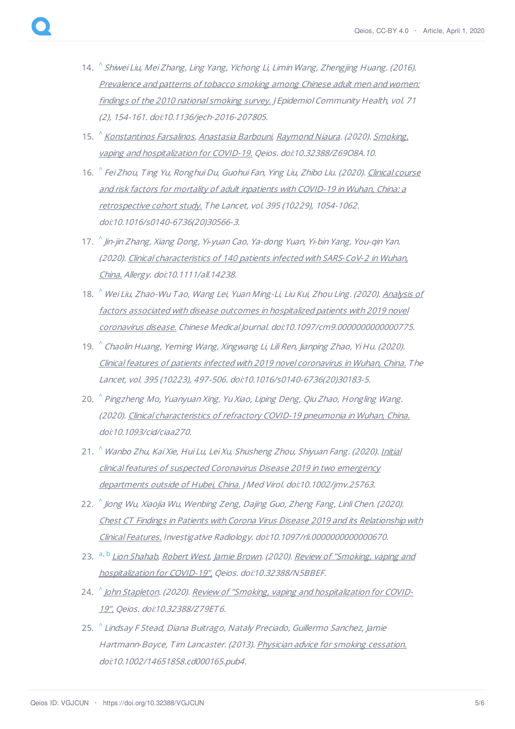14. ^ *Shiwei Liu, Mei Zhang, Ling Yang, Yichong Li, Limin Wang, Zhengjing Huang. (2016). Prevalence and patterns of tobacco smoking among Chinese adult men and women: findings of the 2010 national smoking survey. J Epidemiol Community Health, vol. 71 (2), 154-161. doi:10.1136/jech-2016-207805.*

15. ^ *Konstantinos Farsalinos, Anastasia Barbouni, Raymond Niaura. (2020). Smoking, vaping and hospitalization for COVID-19. Qeios. doi:10.32388/Z69O8A.10.*

16. ^ *Fei Zhou, Ting Yu, Ronghui Du, Guohui Fan, Ying Liu, Zhibo Liu. (2020). Clinical course and risk factors for mortality of adult inpatients with COVID-19 in Wuhan, China: a retrospective cohort study. The Lancet, vol. 395 (10229), 1054-1062. doi:10.1016/s0140-6736(20)30566-3.*

17. ^ *Jin-jin Zhang, Xiang Dong, Yi-yuan Cao, Ya-dong Yuan, Yi-bin Yang, You-qin Yan. (2020). Clinical characteristics of 140 patients infected with SARS-CoV-2 in Wuhan, China. Allergy. doi:10.1111/all.14238.*

18. ^ *Wei Liu, Zhao-Wu Tao, Wang Lei, Yuan Ming-Li, Liu Kui, Zhou Ling. (2020). Analysis of factors associated with disease outcomes in hospitalized patients with 2019 novel coronavirus disease. Chinese Medical Journal. doi:10.1097/cm9.0000000000000775.*

19. ^ *Chaolin Huang, Yeming Wang, Xingwang Li, Lili Ren, Jianping Zhao, Yi Hu. (2020). Clinical features of patients infected with 2019 novel coronavirus in Wuhan, China. The Lancet, vol. 395 (10223), 497-506. doi:10.1016/s0140-6736(20)30183-5.*

20. ^ *Pingzheng Mo, Yuanyuan Xing, Yu Xiao, Liping Deng, Qiu Zhao, Hongling Wang. (2020). Clinical characteristics of refractory COVID-19 pneumonia in Wuhan, China. doi:10.1093/cid/ciaa270.*

21. ^ *Wanbo Zhu, Kai Xie, Hui Lu, Lei Xu, Shusheng Zhou, Shiyuan Fang. (2020). Initial clinical features of suspected Coronavirus Disease 2019 in two emergency departments outside of Hubei, China. J Med Virol. doi:10.1002/jmv.25763.*

22. ^ *Jiong Wu, Xiaojia Wu, Wenbing Zeng, Dajing Guo, Zheng Fang, Linli Chen. (2020). Chest CT Findings in Patients with Corona Virus Disease 2019 and its Relationship with Clinical Features. Investigative Radiology. doi:10.1097/rli.0000000000000670.*

23. ^ a, b *Lion Shahab, Robert West, Jamie Brown. (2020). Review of "Smoking, vaping and hospitalization for COVID-19". Qeios. doi:10.32388/N5BBEF.*

24. ^ *John Stapleton. (2020). Review of "Smoking, vaping and hospitalization for COVID-19". Qeios. doi:10.32388/Z79ET6.*

25. ^ *Lindsay F Stead, Diana Buitrago, Nataly Preciado, Guillermo Sanchez, Jamie Hartmann-Boyce, Tim Lancaster. (2013). Physician advice for smoking cessation. doi:10.1002/14651858.cd000165.pub4.*